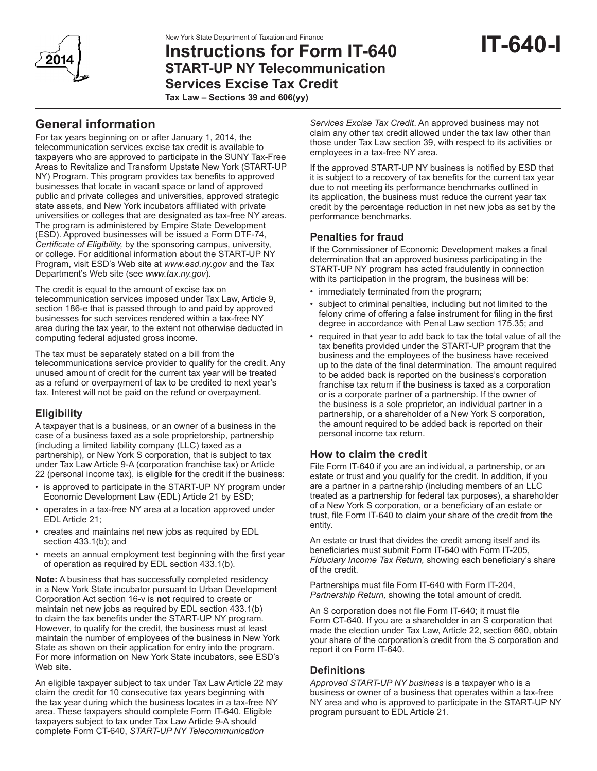New York State Department of Taxation and Finance

# Instructions for Form IT-640 START-UP NY Telecommunication Services Excise Tax Credit

**IT-640-I**

**Tax Law – Sections 39 and 606(yy)**

## General information

For tax years beginning on or after January 1, 2014, the telecommunication services excise tax credit is available to taxpayers who are approved to participate in the SUNY Tax-Free Areas to Revitalize and Transform Upstate New York (START-UP NY) Program. This program provides tax benefits to approved businesses that locate in vacant space or land of approved public and private colleges and universities, approved strategic state assets, and New York incubators affiliated with private universities or colleges that are designated as tax-free NY areas. The program is administered by Empire State Development (ESD). Approved businesses will be issued a Form DTF-74, *Certificate of Eligibility,* by the sponsoring campus, university, or college. For additional information about the START-UP NY Program, visit ESD's Web site at *www.esd.ny.gov* and the Tax Department's Web site (see *www.tax.ny.gov*).

The credit is equal to the amount of excise tax on telecommunication services imposed under Tax Law, Article 9, section 186-e that is passed through to and paid by approved businesses for such services rendered within a tax-free NY area during the tax year, to the extent not otherwise deducted in computing federal adjusted gross income.

The tax must be separately stated on a bill from the telecommunications service provider to qualify for the credit. Any unused amount of credit for the current tax year will be treated as a refund or overpayment of tax to be credited to next year's tax. Interest will not be paid on the refund or overpayment.

### Eligibility

A taxpayer that is a business, or an owner of a business in the case of a business taxed as a sole proprietorship, partnership (including a limited liability company (LLC) taxed as a partnership), or New York S corporation, that is subject to tax under Tax Law Article 9-A (corporation franchise tax) or Article 22 (personal income tax), is eligible for the credit if the business:

- is approved to participate in the START-UP NY program under Economic Development Law (EDL) Article 21 by ESD;
- operates in a tax-free NY area at a location approved under EDL Article 21;
- creates and maintains net new jobs as required by EDL section 433.1(b); and
- meets an annual employment test beginning with the first year of operation as required by EDL section 433.1(b).

**Note:** A business that has successfully completed residency in a New York State incubator pursuant to Urban Development Corporation Act section 16-v is **not** required to create or maintain net new jobs as required by EDL section 433.1(b) to claim the tax benefits under the START-UP NY program. However, to qualify for the credit, the business must at least maintain the number of employees of the business in New York State as shown on their application for entry into the program. For more information on New York State incubators, see ESD's Web site.

An eligible taxpayer subject to tax under Tax Law Article 22 may claim the credit for 10 consecutive tax years beginning with the tax year during which the business locates in a tax-free NY area. These taxpayers should complete Form IT-640. Eligible taxpayers subject to tax under Tax Law Article 9-A should complete Form CT-640, *START-UP NY Telecommunication Services Excise Tax Credit*. An approved business may not claim any other tax credit allowed under the tax law other than those under Tax Law section 39, with respect to its activities or employees in a tax-free NY area.

If the approved START-UP NY business is notified by ESD that it is subject to a recovery of tax benefits for the current tax year due to not meeting its performance benchmarks outlined in its application, the business must reduce the current year tax credit by the percentage reduction in net new jobs as set by the performance benchmarks.

### Penalties for fraud

If the Commissioner of Economic Development makes a final determination that an approved business participating in the START-UP NY program has acted fraudulently in connection with its participation in the program, the business will be:

- immediately terminated from the program;
- subject to criminal penalties, including but not limited to the felony crime of offering a false instrument for filing in the first degree in accordance with Penal Law section 175.35; and
- required in that year to add back to tax the total value of all the tax benefits provided under the START-UP program that the business and the employees of the business have received up to the date of the final determination. The amount required to be added back is reported on the business's corporation franchise tax return if the business is taxed as a corporation or is a corporate partner of a partnership. If the owner of the business is a sole proprietor, an individual partner in a partnership, or a shareholder of a New York S corporation, the amount required to be added back is reported on their personal income tax return.

### How to claim the credit

File Form IT-640 if you are an individual, a partnership, or an estate or trust and you qualify for the credit. In addition, if you are a partner in a partnership (including members of an LLC treated as a partnership for federal tax purposes), a shareholder of a New York S corporation, or a beneficiary of an estate or trust, file Form IT-640 to claim your share of the credit from the entity.

An estate or trust that divides the credit among itself and its beneficiaries must submit Form IT-640 with Form IT-205, *Fiduciary Income Tax Return,* showing each beneficiary's share of the credit.

Partnerships must file Form IT-640 with Form IT-204, *Partnership Return,* showing the total amount of credit.

An S corporation does not file Form IT-640; it must file Form CT-640. If you are a shareholder in an S corporation that made the election under Tax Law, Article 22, section 660, obtain your share of the corporation's credit from the S corporation and report it on Form IT-640.

### Definitions

*Approved START-UP NY business* is a taxpayer who is a business or owner of a business that operates within a tax-free NY area and who is approved to participate in the START-UP NY program pursuant to EDL Article 21.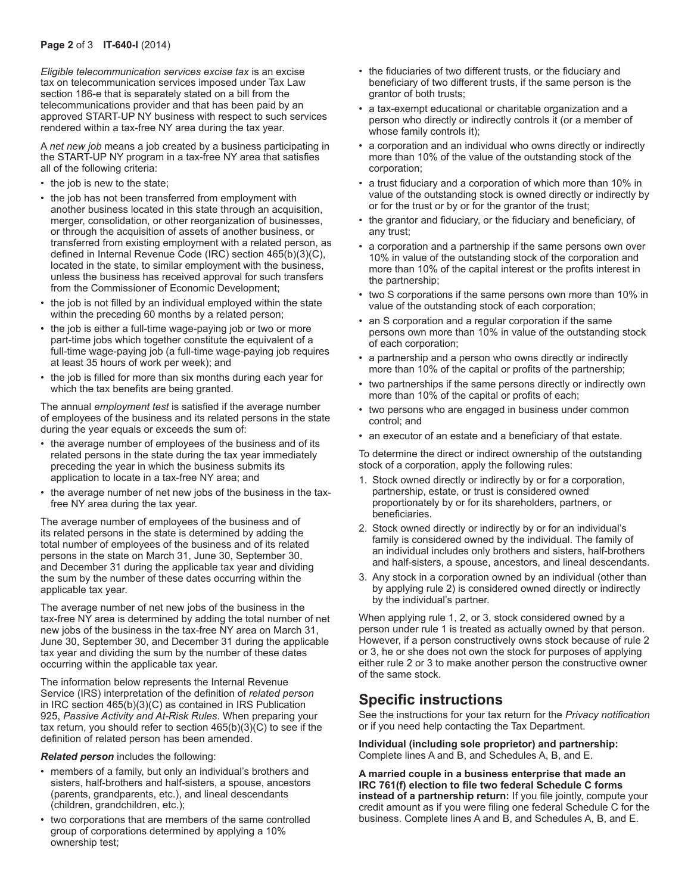*Eligible telecommunication services excise tax* is an excise tax on telecommunication services imposed under Tax Law section 186-e that is separately stated on a bill from the telecommunications provider and that has been paid by an approved START-UP NY business with respect to such services rendered within a tax-free NY area during the tax year.

A *net new job* means a job created by a business participating in the START-UP NY program in a tax-free NY area that satisfies all of the following criteria:

- the job is new to the state;
- the job has not been transferred from employment with another business located in this state through an acquisition, merger, consolidation, or other reorganization of businesses, or through the acquisition of assets of another business, or transferred from existing employment with a related person, as defined in Internal Revenue Code (IRC) section 465(b)(3)(C), located in the state, to similar employment with the business, unless the business has received approval for such transfers from the Commissioner of Economic Development;
- the job is not filled by an individual employed within the state within the preceding 60 months by a related person;
- the job is either a full-time wage-paying job or two or more part-time jobs which together constitute the equivalent of a full-time wage-paying job (a full-time wage-paying job requires at least 35 hours of work per week); and
- the job is filled for more than six months during each year for which the tax benefits are being granted.

The annual *employment test* is satisfied if the average number of employees of the business and its related persons in the state during the year equals or exceeds the sum of:

- the average number of employees of the business and of its related persons in the state during the tax year immediately preceding the year in which the business submits its application to locate in a tax-free NY area; and
- the average number of net new jobs of the business in the tax-free NY area during the tax year.

The average number of employees of the business and of its related persons in the state is determined by adding the total number of employees of the business and of its related persons in the state on March 31, June 30, September 30, and December 31 during the applicable tax year and dividing the sum by the number of these dates occurring within the applicable tax year.

The average number of net new jobs of the business in the tax-free NY area is determined by adding the total number of net new jobs of the business in the tax-free NY area on March 31, June 30, September 30, and December 31 during the applicable tax year and dividing the sum by the number of these dates occurring within the applicable tax year.

The information below represents the Internal Revenue Service (IRS) interpretation of the definition of *related person* in IRC section 465(b)(3)(C) as contained in IRS Publication 925, *Passive Activity and At-Risk Rules*. When preparing your tax return, you should refer to section 465(b)(3)(C) to see if the definition of related person has been amended.

***Related person*** includes the following:

- members of a family, but only an individual's brothers and sisters, half-brothers and half-sisters, a spouse, ancestors (parents, grandparents, etc.), and lineal descendants (children, grandchildren, etc.);
- two corporations that are members of the same controlled group of corporations determined by applying a 10% ownership test;
- the fiduciaries of two different trusts, or the fiduciary and beneficiary of two different trusts, if the same person is the grantor of both trusts;
- a tax-exempt educational or charitable organization and a person who directly or indirectly controls it (or a member of whose family controls it);
- a corporation and an individual who owns directly or indirectly more than 10% of the value of the outstanding stock of the corporation;
- a trust fiduciary and a corporation of which more than 10% in value of the outstanding stock is owned directly or indirectly by or for the trust or by or for the grantor of the trust;
- the grantor and fiduciary, or the fiduciary and beneficiary, of any trust;
- a corporation and a partnership if the same persons own over 10% in value of the outstanding stock of the corporation and more than 10% of the capital interest or the profits interest in the partnership;
- two S corporations if the same persons own more than 10% in value of the outstanding stock of each corporation;
- an S corporation and a regular corporation if the same persons own more than 10% in value of the outstanding stock of each corporation;
- a partnership and a person who owns directly or indirectly more than 10% of the capital or profits of the partnership;
- two partnerships if the same persons directly or indirectly own more than 10% of the capital or profits of each;
- two persons who are engaged in business under common control; and
- an executor of an estate and a beneficiary of that estate.

To determine the direct or indirect ownership of the outstanding stock of a corporation, apply the following rules:

1. Stock owned directly or indirectly by or for a corporation, partnership, estate, or trust is considered owned proportionately by or for its shareholders, partners, or beneficiaries.
2. Stock owned directly or indirectly by or for an individual's family is considered owned by the individual. The family of an individual includes only brothers and sisters, half-brothers and half-sisters, a spouse, ancestors, and lineal descendants.
3. Any stock in a corporation owned by an individual (other than by applying rule 2) is considered owned directly or indirectly by the individual's partner.

When applying rule 1, 2, or 3, stock considered owned by a person under rule 1 is treated as actually owned by that person. However, if a person constructively owns stock because of rule 2 or 3, he or she does not own the stock for purposes of applying either rule 2 or 3 to make another person the constructive owner of the same stock.

## Specific instructions

See the instructions for your tax return for the *Privacy notification* or if you need help contacting the Tax Department.

**Individual (including sole proprietor) and partnership:** Complete lines A and B, and Schedules A, B, and E.

**A married couple in a business enterprise that made an IRC 761(f) election to file two federal Schedule C forms instead of a partnership return:** If you file jointly, compute your credit amount as if you were filing one federal Schedule C for the business. Complete lines A and B, and Schedules A, B, and E.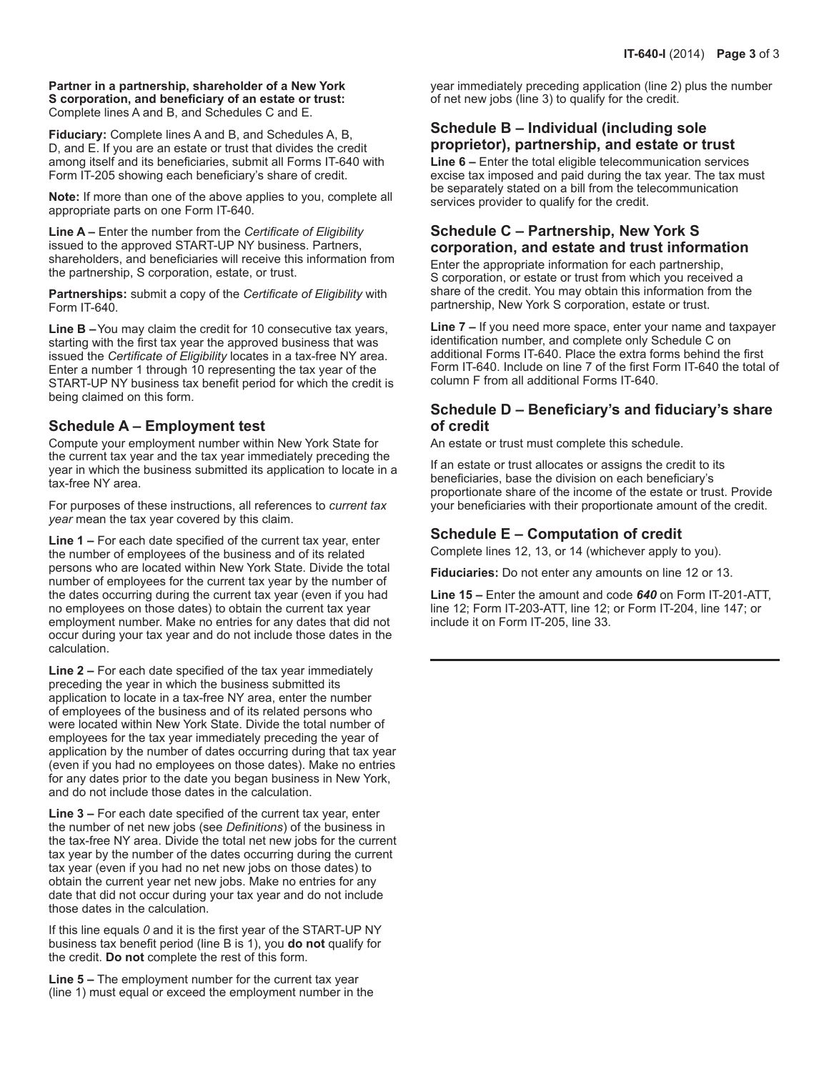**Partner in a partnership, shareholder of a New York S corporation, and beneficiary of an estate or trust:** Complete lines A and B, and Schedules C and E.

**Fiduciary:** Complete lines A and B, and Schedules A, B, D, and E. If you are an estate or trust that divides the credit among itself and its beneficiaries, submit all Forms IT-640 with Form IT-205 showing each beneficiary's share of credit.

**Note:** If more than one of the above applies to you, complete all appropriate parts on one Form IT-640.

**Line A –** Enter the number from the *Certificate of Eligibility* issued to the approved START-UP NY business. Partners, shareholders, and beneficiaries will receive this information from the partnership, S corporation, estate, or trust.

**Partnerships:** submit a copy of the *Certificate of Eligibility* with Form IT-640.

**Line B –**You may claim the credit for 10 consecutive tax years, starting with the first tax year the approved business that was issued the *Certificate of Eligibility* locates in a tax-free NY area. Enter a number 1 through 10 representing the tax year of the START-UP NY business tax benefit period for which the credit is being claimed on this form.

## Schedule A – Employment test

Compute your employment number within New York State for the current tax year and the tax year immediately preceding the year in which the business submitted its application to locate in a tax-free NY area.

For purposes of these instructions, all references to *current tax year* mean the tax year covered by this claim.

**Line 1 –** For each date specified of the current tax year, enter the number of employees of the business and of its related persons who are located within New York State. Divide the total number of employees for the current tax year by the number of the dates occurring during the current tax year (even if you had no employees on those dates) to obtain the current tax year employment number. Make no entries for any dates that did not occur during your tax year and do not include those dates in the calculation.

**Line 2 –** For each date specified of the tax year immediately preceding the year in which the business submitted its application to locate in a tax-free NY area, enter the number of employees of the business and of its related persons who were located within New York State. Divide the total number of employees for the tax year immediately preceding the year of application by the number of dates occurring during that tax year (even if you had no employees on those dates). Make no entries for any dates prior to the date you began business in New York, and do not include those dates in the calculation.

**Line 3 –** For each date specified of the current tax year, enter the number of net new jobs (see *Definitions*) of the business in the tax-free NY area. Divide the total net new jobs for the current tax year by the number of the dates occurring during the current tax year (even if you had no net new jobs on those dates) to obtain the current year net new jobs. Make no entries for any date that did not occur during your tax year and do not include those dates in the calculation.

If this line equals *0* and it is the first year of the START-UP NY business tax benefit period (line B is 1), you **do not** qualify for the credit. **Do not** complete the rest of this form.

**Line 5 –** The employment number for the current tax year (line 1) must equal or exceed the employment number in the year immediately preceding application (line 2) plus the number of net new jobs (line 3) to qualify for the credit.

## Schedule B – Individual (including sole proprietor), partnership, and estate or trust

**Line 6 –** Enter the total eligible telecommunication services excise tax imposed and paid during the tax year. The tax must be separately stated on a bill from the telecommunication services provider to qualify for the credit.

## Schedule C – Partnership, New York S corporation, and estate and trust information

Enter the appropriate information for each partnership, S corporation, or estate or trust from which you received a share of the credit. You may obtain this information from the partnership, New York S corporation, estate or trust.

**Line 7 –** If you need more space, enter your name and taxpayer identification number, and complete only Schedule C on additional Forms IT-640. Place the extra forms behind the first Form IT-640. Include on line 7 of the first Form IT-640 the total of column F from all additional Forms IT-640.

## Schedule D – Beneficiary's and fiduciary's share of credit

An estate or trust must complete this schedule.

If an estate or trust allocates or assigns the credit to its beneficiaries, base the division on each beneficiary's proportionate share of the income of the estate or trust. Provide your beneficiaries with their proportionate amount of the credit.

## Schedule E – Computation of credit

Complete lines 12, 13, or 14 (whichever apply to you).

**Fiduciaries:** Do not enter any amounts on line 12 or 13.

**Line 15 –** Enter the amount and code ***640*** on Form IT-201-ATT, line 12; Form IT-203-ATT, line 12; or Form IT-204, line 147; or include it on Form IT-205, line 33.